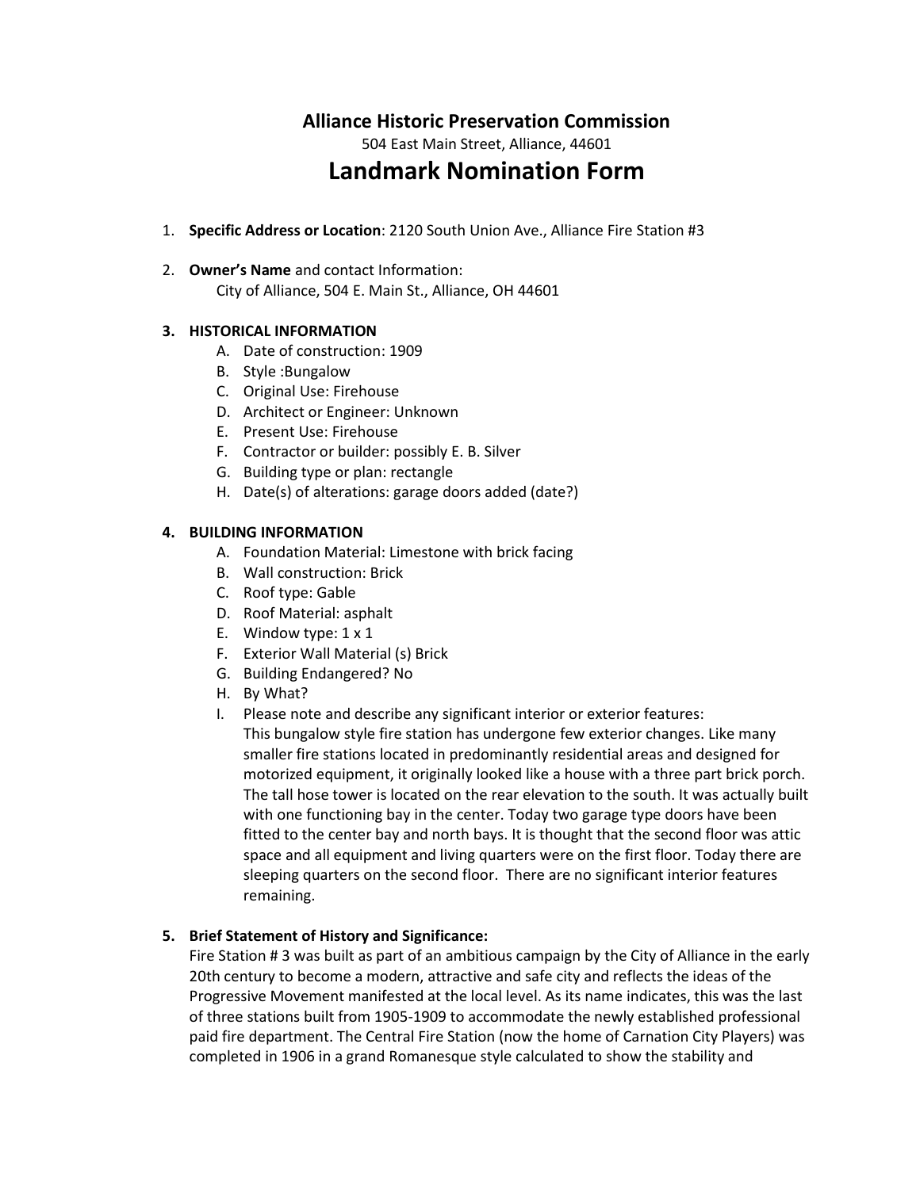# Alliance Historic Preservation Commission

504 East Main Street, Alliance, 44601

# Landmark Nomination Form

1. **Specific Address or Location**: 2120 South Union Ave., Alliance Fire Station #3

2. **Owner's Name** and contact Information:
   City of Alliance, 504 E. Main St., Alliance, OH 44601

3. **HISTORICAL INFORMATION**
   A. Date of construction: 1909
   B. Style :Bungalow
   C. Original Use: Firehouse
   D. Architect or Engineer: Unknown
   E. Present Use: Firehouse
   F. Contractor or builder: possibly E. B. Silver
   G. Building type or plan: rectangle
   H. Date(s) of alterations: garage doors added (date?)

4. **BUILDING INFORMATION**
   A. Foundation Material: Limestone with brick facing
   B. Wall construction: Brick
   C. Roof type: Gable
   D. Roof Material: asphalt
   E. Window type: 1 x 1
   F. Exterior Wall Material (s) Brick
   G. Building Endangered? No
   H. By What?
   I. Please note and describe any significant interior or exterior features:
   This bungalow style fire station has undergone few exterior changes. Like many smaller fire stations located in predominantly residential areas and designed for motorized equipment, it originally looked like a house with a three part brick porch. The tall hose tower is located on the rear elevation to the south. It was actually built with one functioning bay in the center. Today two garage type doors have been fitted to the center bay and north bays. It is thought that the second floor was attic space and all equipment and living quarters were on the first floor. Today there are sleeping quarters on the second floor. There are no significant interior features remaining.

5. **Brief Statement of History and Significance:**
   Fire Station # 3 was built as part of an ambitious campaign by the City of Alliance in the early 20th century to become a modern, attractive and safe city and reflects the ideas of the Progressive Movement manifested at the local level. As its name indicates, this was the last of three stations built from 1905-1909 to accommodate the newly established professional paid fire department. The Central Fire Station (now the home of Carnation City Players) was completed in 1906 in a grand Romanesque style calculated to show the stability and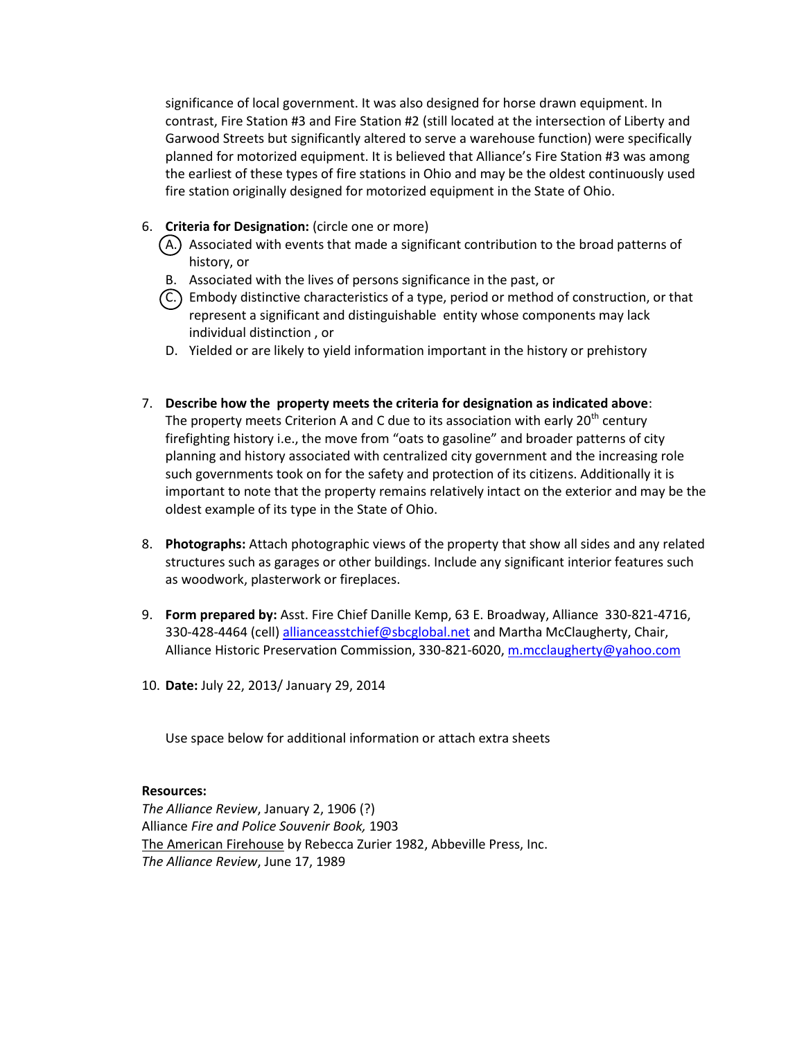significance of local government. It was also designed for horse drawn equipment. In contrast, Fire Station #3 and Fire Station #2 (still located at the intersection of Liberty and Garwood Streets but significantly altered to serve a warehouse function) were specifically planned for motorized equipment. It is believed that Alliance's Fire Station #3 was among the earliest of these types of fire stations in Ohio and may be the oldest continuously used fire station originally designed for motorized equipment in the State of Ohio.

6. **Criteria for Designation:** (circle one or more)
   - (A.) Associated with events that made a significant contribution to the broad patterns of history, or
   - B. Associated with the lives of persons significance in the past, or
   - (C.) Embody distinctive characteristics of a type, period or method of construction, or that represent a significant and distinguishable entity whose components may lack individual distinction , or
   - D. Yielded or are likely to yield information important in the history or prehistory

7. **Describe how the property meets the criteria for designation as indicated above**:
   The property meets Criterion A and C due to its association with early 20th century firefighting history i.e., the move from "oats to gasoline" and broader patterns of city planning and history associated with centralized city government and the increasing role such governments took on for the safety and protection of its citizens. Additionally it is important to note that the property remains relatively intact on the exterior and may be the oldest example of its type in the State of Ohio.

8. **Photographs:** Attach photographic views of the property that show all sides and any related structures such as garages or other buildings. Include any significant interior features such as woodwork, plasterwork or fireplaces.

9. **Form prepared by:** Asst. Fire Chief Danille Kemp, 63 E. Broadway, Alliance 330-821-4716, 330-428-4464 (cell) allianceasstchief@sbcglobal.net and Martha McClaugherty, Chair, Alliance Historic Preservation Commission, 330-821-6020, m.mcclaugherty@yahoo.com

10. **Date:** July 22, 2013/ January 29, 2014

Use space below for additional information or attach extra sheets

**Resources:**

*The Alliance Review*, January 2, 1906 (?)

Alliance *Fire and Police Souvenir Book,* 1903

The American Firehouse by Rebecca Zurier 1982, Abbeville Press, Inc.

*The Alliance Review*, June 17, 1989